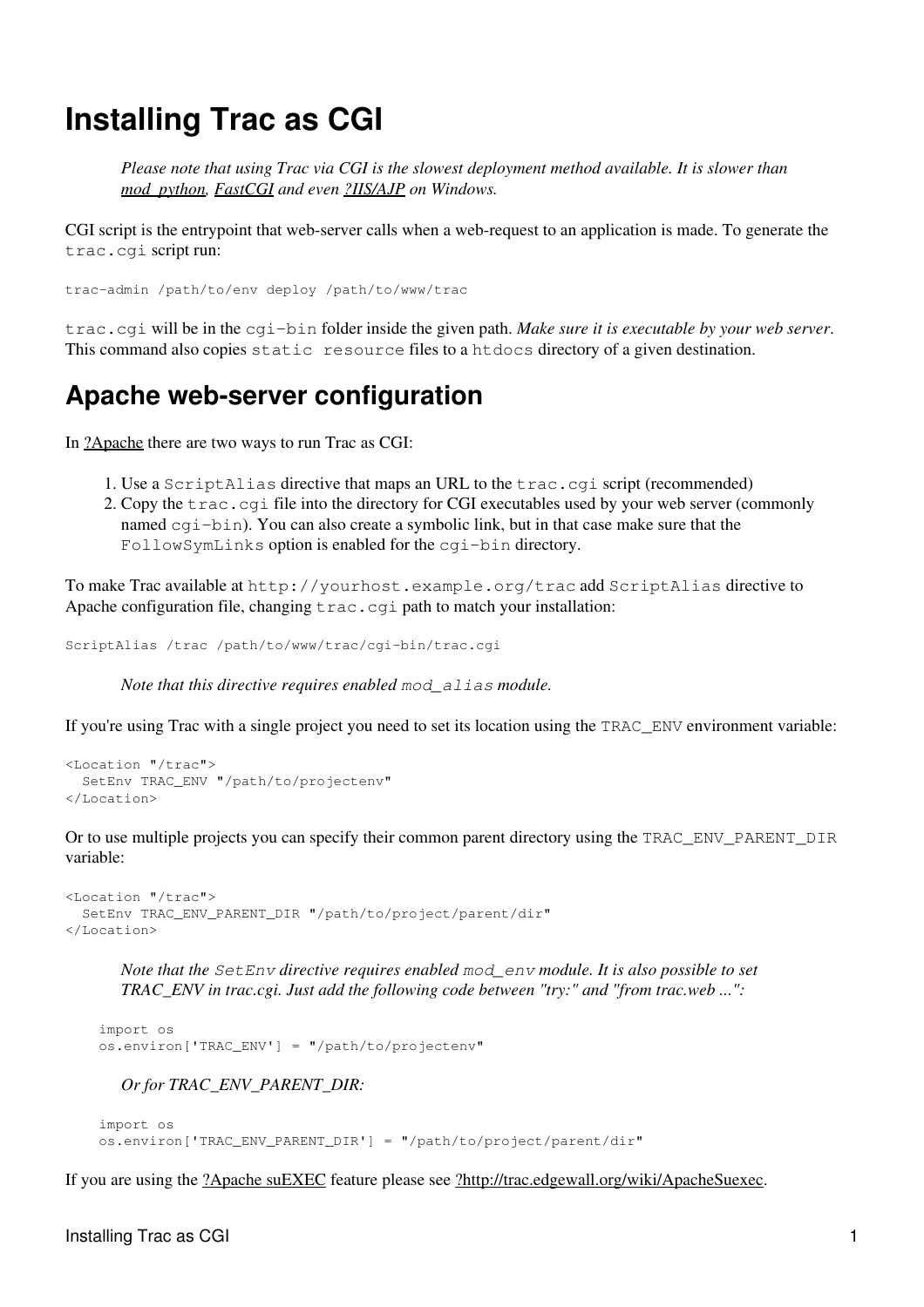# Installing Trac as CGI

> *Please note that using Trac via CGI is the slowest deployment method available. It is slower than mod_python, FastCGI and even ?IIS/AJP on Windows.*

CGI script is the entrypoint that web-server calls when a web-request to an application is made. To generate the `trac.cgi` script run:

```
trac-admin /path/to/env deploy /path/to/www/trac
```

`trac.cgi` will be in the `cgi-bin` folder inside the given path. *Make sure it is executable by your web server*. This command also copies `static resource` files to a `htdocs` directory of a given destination.

## Apache web-server configuration

In ?Apache there are two ways to run Trac as CGI:

1. Use a `ScriptAlias` directive that maps an URL to the `trac.cgi` script (recommended)
2. Copy the `trac.cgi` file into the directory for CGI executables used by your web server (commonly named `cgi-bin`). You can also create a symbolic link, but in that case make sure that the `FollowSymLinks` option is enabled for the `cgi-bin` directory.

To make Trac available at `http://yourhost.example.org/trac` add `ScriptAlias` directive to Apache configuration file, changing `trac.cgi` path to match your installation:

```
ScriptAlias /trac /path/to/www/trac/cgi-bin/trac.cgi
```

> *Note that this directive requires enabled `mod_alias` module.*

If you're using Trac with a single project you need to set its location using the `TRAC_ENV` environment variable:

```
<Location "/trac">
  SetEnv TRAC_ENV "/path/to/projectenv"
</Location>
```

Or to use multiple projects you can specify their common parent directory using the `TRAC_ENV_PARENT_DIR` variable:

```
<Location "/trac">
  SetEnv TRAC_ENV_PARENT_DIR "/path/to/project/parent/dir"
</Location>
```

> *Note that the `SetEnv` directive requires enabled `mod_env` module. It is also possible to set TRAC_ENV in trac.cgi. Just add the following code between "try:" and "from trac.web ...":*

```
import os
os.environ['TRAC_ENV'] = "/path/to/projectenv"
```

> *Or for TRAC_ENV_PARENT_DIR:*

```
import os
os.environ['TRAC_ENV_PARENT_DIR'] = "/path/to/project/parent/dir"
```

If you are using the ?Apache suEXEC feature please see ?http://trac.edgewall.org/wiki/ApacheSuexec.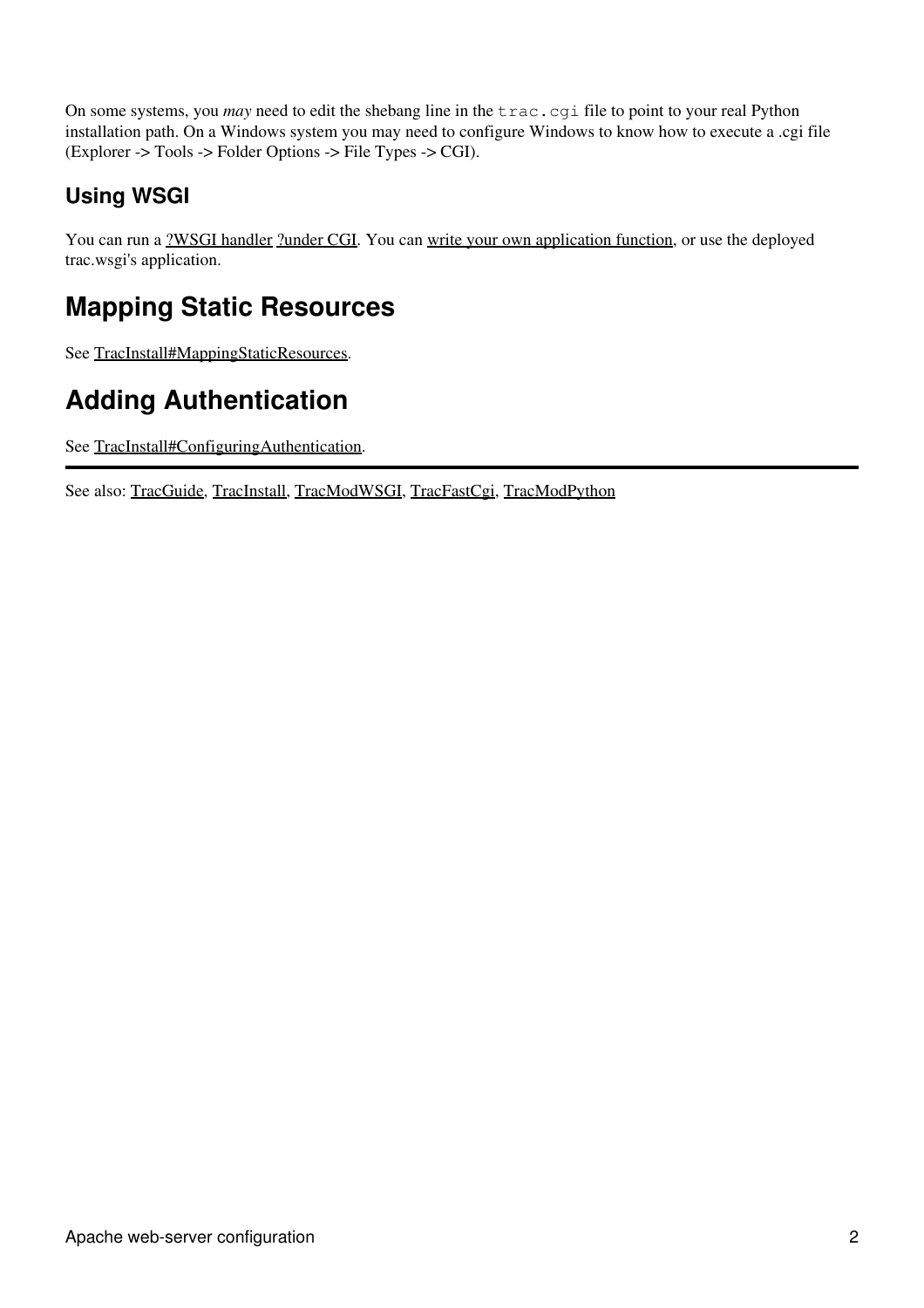On some systems, you *may* need to edit the shebang line in the `trac.cgi` file to point to your real Python installation path. On a Windows system you may need to configure Windows to know how to execute a .cgi file (Explorer -> Tools -> Folder Options -> File Types -> CGI).

### Using WSGI

You can run a ?WSGI handler ?under CGI. You can write your own application function, or use the deployed trac.wsgi's application.

## Mapping Static Resources

See TracInstall#MappingStaticResources.

## Adding Authentication

See TracInstall#ConfiguringAuthentication.

---

See also: TracGuide, TracInstall, TracModWSGI, TracFastCgi, TracModPython